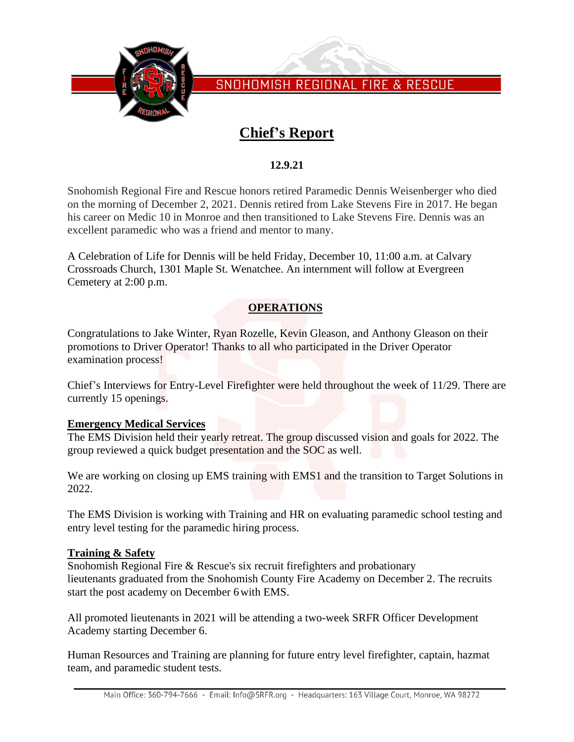SNOHOMISH REGIONAL FIRE & RESCUE

# Chief's Report

**12.9.21**

Snohomish Regional Fire and Rescue honors retired Paramedic Dennis Weisenberger who died on the morning of December 2, 2021. Dennis retired from Lake Stevens Fire in 2017. He began his career on Medic 10 in Monroe and then transitioned to Lake Stevens Fire. Dennis was an excellent paramedic who was a friend and mentor to many.

A Celebration of Life for Dennis will be held Friday, December 10, 11:00 a.m. at Calvary Crossroads Church, 1301 Maple St. Wenatchee. An internment will follow at Evergreen Cemetery at 2:00 p.m.

## OPERATIONS

Congratulations to Jake Winter, Ryan Rozelle, Kevin Gleason, and Anthony Gleason on their promotions to Driver Operator! Thanks to all who participated in the Driver Operator examination process!

Chief's Interviews for Entry-Level Firefighter were held throughout the week of 11/29. There are currently 15 openings.

### Emergency Medical Services

The EMS Division held their yearly retreat. The group discussed vision and goals for 2022. The group reviewed a quick budget presentation and the SOC as well.

We are working on closing up EMS training with EMS1 and the transition to Target Solutions in 2022.

The EMS Division is working with Training and HR on evaluating paramedic school testing and entry level testing for the paramedic hiring process.

### Training & Safety

Snohomish Regional Fire & Rescue's six recruit firefighters and probationary lieutenants graduated from the Snohomish County Fire Academy on December 2. The recruits start the post academy on December 6 with EMS.

All promoted lieutenants in 2021 will be attending a two-week SRFR Officer Development Academy starting December 6.

Human Resources and Training are planning for future entry level firefighter, captain, hazmat team, and paramedic student tests.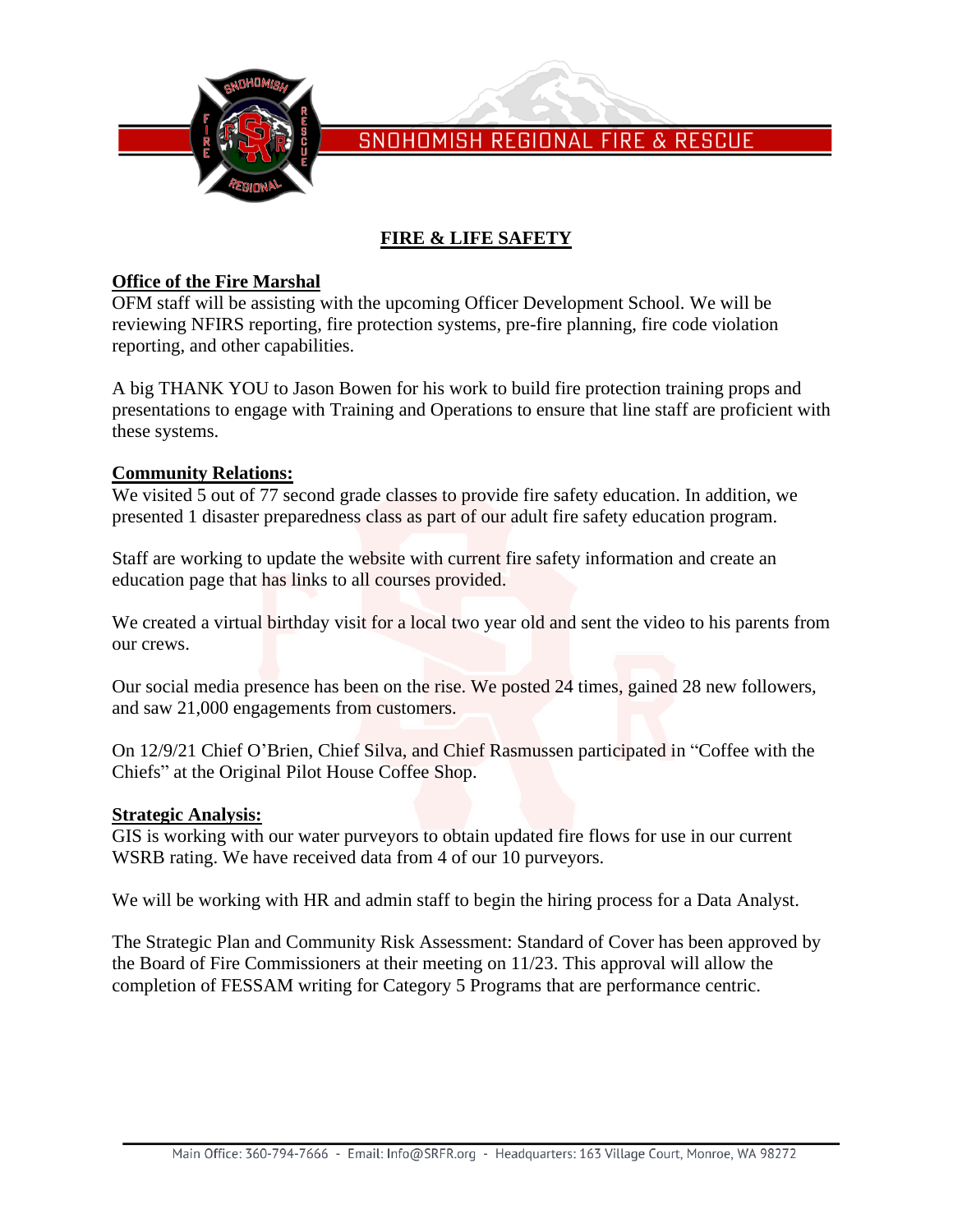# FIRE & LIFE SAFETY

## Office of the Fire Marshal

OFM staff will be assisting with the upcoming Officer Development School. We will be reviewing NFIRS reporting, fire protection systems, pre-fire planning, fire code violation reporting, and other capabilities.

A big THANK YOU to Jason Bowen for his work to build fire protection training props and presentations to engage with Training and Operations to ensure that line staff are proficient with these systems.

## Community Relations:

We visited 5 out of 77 second grade classes to provide fire safety education. In addition, we presented 1 disaster preparedness class as part of our adult fire safety education program.

Staff are working to update the website with current fire safety information and create an education page that has links to all courses provided.

We created a virtual birthday visit for a local two year old and sent the video to his parents from our crews.

Our social media presence has been on the rise. We posted 24 times, gained 28 new followers, and saw 21,000 engagements from customers.

On 12/9/21 Chief O'Brien, Chief Silva, and Chief Rasmussen participated in "Coffee with the Chiefs" at the Original Pilot House Coffee Shop.

## Strategic Analysis:

GIS is working with our water purveyors to obtain updated fire flows for use in our current WSRB rating. We have received data from 4 of our 10 purveyors.

We will be working with HR and admin staff to begin the hiring process for a Data Analyst.

The Strategic Plan and Community Risk Assessment: Standard of Cover has been approved by the Board of Fire Commissioners at their meeting on 11/23. This approval will allow the completion of FESSAM writing for Category 5 Programs that are performance centric.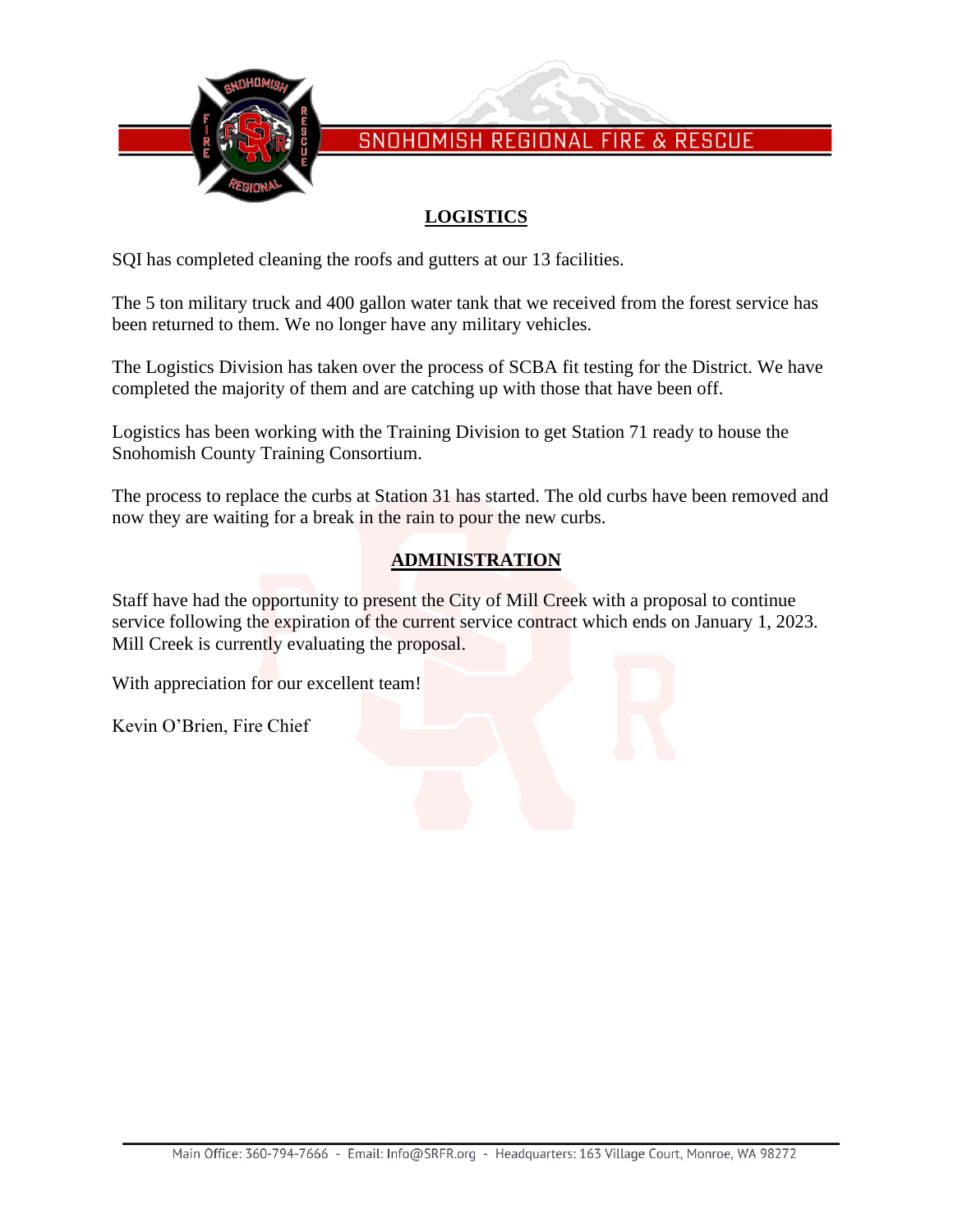## LOGISTICS

SQI has completed cleaning the roofs and gutters at our 13 facilities.

The 5 ton military truck and 400 gallon water tank that we received from the forest service has been returned to them. We no longer have any military vehicles.

The Logistics Division has taken over the process of SCBA fit testing for the District. We have completed the majority of them and are catching up with those that have been off.

Logistics has been working with the Training Division to get Station 71 ready to house the Snohomish County Training Consortium.

The process to replace the curbs at Station 31 has started. The old curbs have been removed and now they are waiting for a break in the rain to pour the new curbs.

## ADMINISTRATION

Staff have had the opportunity to present the City of Mill Creek with a proposal to continue service following the expiration of the current service contract which ends on January 1, 2023. Mill Creek is currently evaluating the proposal.

With appreciation for our excellent team!

Kevin O'Brien, Fire Chief